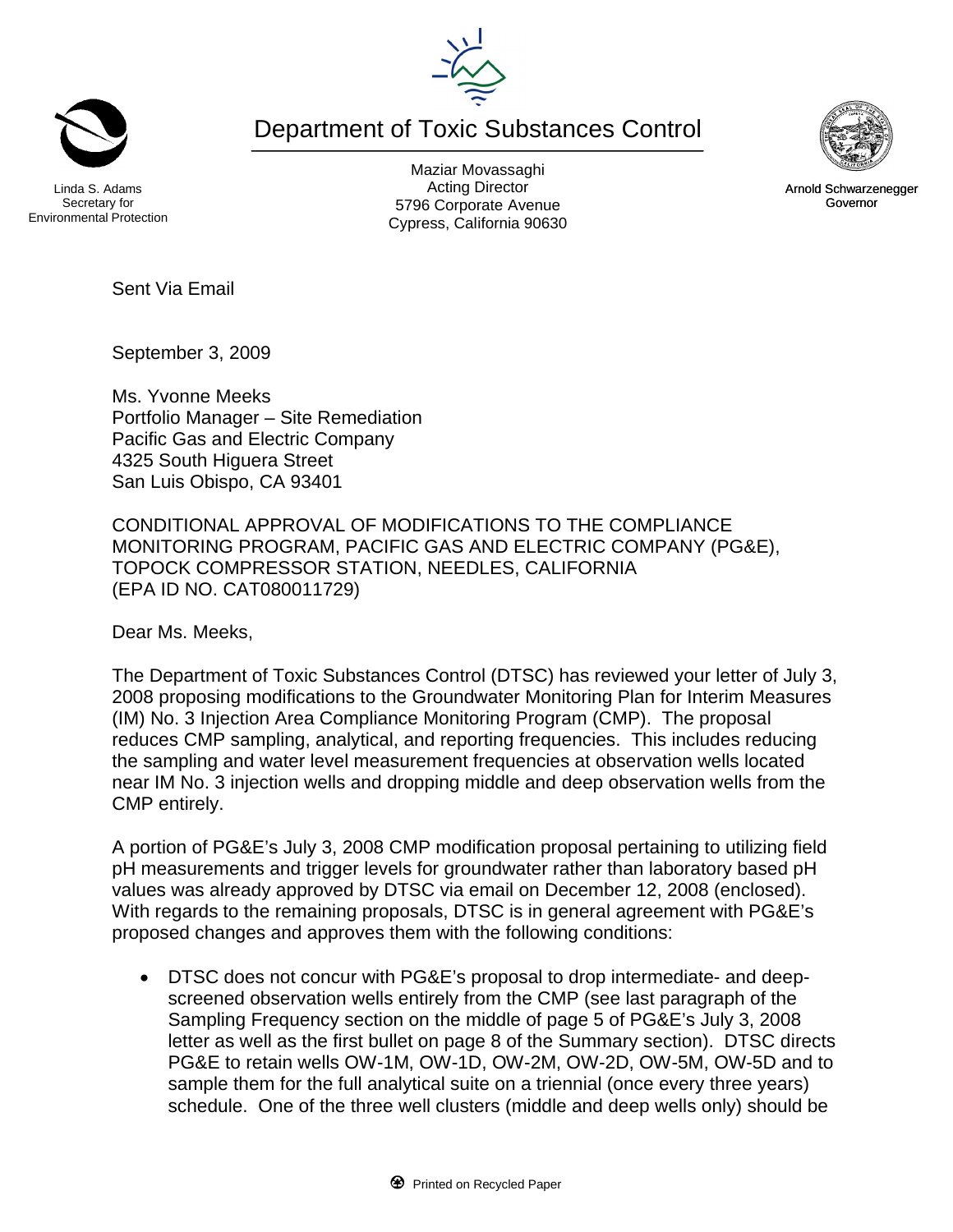Linda S. Adams
Secretary for
Environmental Protection

# Department of Toxic Substances Control

Maziar Movassaghi
Acting Director
5796 Corporate Avenue
Cypress, California 90630

Arnold Schwarzenegger
Governor

Sent Via Email

September 3, 2009

Ms. Yvonne Meeks
Portfolio Manager – Site Remediation
Pacific Gas and Electric Company
4325 South Higuera Street
San Luis Obispo, CA 93401

CONDITIONAL APPROVAL OF MODIFICATIONS TO THE COMPLIANCE MONITORING PROGRAM, PACIFIC GAS AND ELECTRIC COMPANY (PG&E), TOPOCK COMPRESSOR STATION, NEEDLES, CALIFORNIA (EPA ID NO. CAT080011729)

Dear Ms. Meeks,

The Department of Toxic Substances Control (DTSC) has reviewed your letter of July 3, 2008 proposing modifications to the Groundwater Monitoring Plan for Interim Measures (IM) No. 3 Injection Area Compliance Monitoring Program (CMP). The proposal reduces CMP sampling, analytical, and reporting frequencies. This includes reducing the sampling and water level measurement frequencies at observation wells located near IM No. 3 injection wells and dropping middle and deep observation wells from the CMP entirely.

A portion of PG&E's July 3, 2008 CMP modification proposal pertaining to utilizing field pH measurements and trigger levels for groundwater rather than laboratory based pH values was already approved by DTSC via email on December 12, 2008 (enclosed). With regards to the remaining proposals, DTSC is in general agreement with PG&E's proposed changes and approves them with the following conditions:

- DTSC does not concur with PG&E's proposal to drop intermediate- and deep-screened observation wells entirely from the CMP (see last paragraph of the Sampling Frequency section on the middle of page 5 of PG&E's July 3, 2008 letter as well as the first bullet on page 8 of the Summary section). DTSC directs PG&E to retain wells OW-1M, OW-1D, OW-2M, OW-2D, OW-5M, OW-5D and to sample them for the full analytical suite on a triennial (once every three years) schedule. One of the three well clusters (middle and deep wells only) should be

Printed on Recycled Paper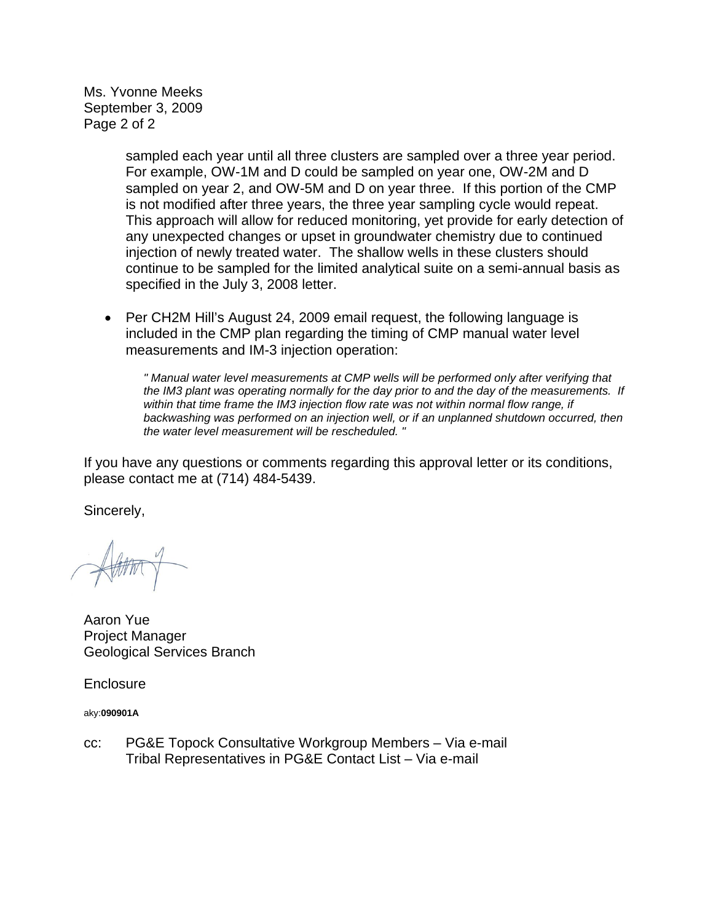Ms. Yvonne Meeks
September 3, 2009

sampled each year until all three clusters are sampled over a three year period. For example, OW-1M and D could be sampled on year one, OW-2M and D sampled on year 2, and OW-5M and D on year three. If this portion of the CMP is not modified after three years, the three year sampling cycle would repeat. This approach will allow for reduced monitoring, yet provide for early detection of any unexpected changes or upset in groundwater chemistry due to continued injection of newly treated water. The shallow wells in these clusters should continue to be sampled for the limited analytical suite on a semi-annual basis as specified in the July 3, 2008 letter.

- Per CH2M Hill's August 24, 2009 email request, the following language is included in the CMP plan regarding the timing of CMP manual water level measurements and IM-3 injection operation:

  *" Manual water level measurements at CMP wells will be performed only after verifying that the IM3 plant was operating normally for the day prior to and the day of the measurements. If within that time frame the IM3 injection flow rate was not within normal flow range, if backwashing was performed on an injection well, or if an unplanned shutdown occurred, then the water level measurement will be rescheduled. "*

If you have any questions or comments regarding this approval letter or its conditions, please contact me at (714) 484-5439.

Sincerely,

Aaron Yue
Project Manager
Geological Services Branch

Enclosure

aky:**090901A**

cc: PG&E Topock Consultative Workgroup Members – Via e-mail
Tribal Representatives in PG&E Contact List – Via e-mail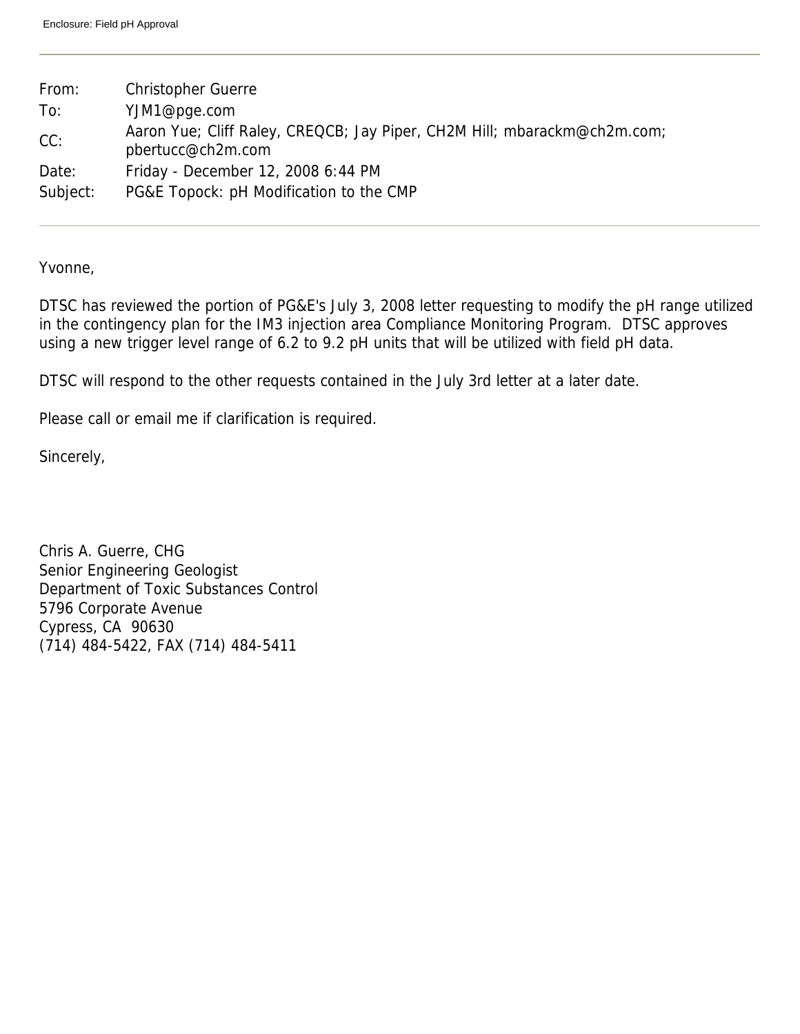Enclosure: Field pH Approval

| | |
|---|---|
| From: | Christopher Guerre |
| To: | YJM1@pge.com |
| CC: | Aaron Yue; Cliff Raley, CREQCB; Jay Piper, CH2M Hill; mbarackm@ch2m.com; pbertucc@ch2m.com |
| Date: | Friday - December 12, 2008 6:44 PM |
| Subject: | PG&E Topock: pH Modification to the CMP |

Yvonne,

DTSC has reviewed the portion of PG&E's July 3, 2008 letter requesting to modify the pH range utilized in the contingency plan for the IM3 injection area Compliance Monitoring Program. DTSC approves using a new trigger level range of 6.2 to 9.2 pH units that will be utilized with field pH data.

DTSC will respond to the other requests contained in the July 3rd letter at a later date.

Please call or email me if clarification is required.

Sincerely,

Chris A. Guerre, CHG
Senior Engineering Geologist
Department of Toxic Substances Control
5796 Corporate Avenue
Cypress, CA 90630
(714) 484-5422, FAX (714) 484-5411